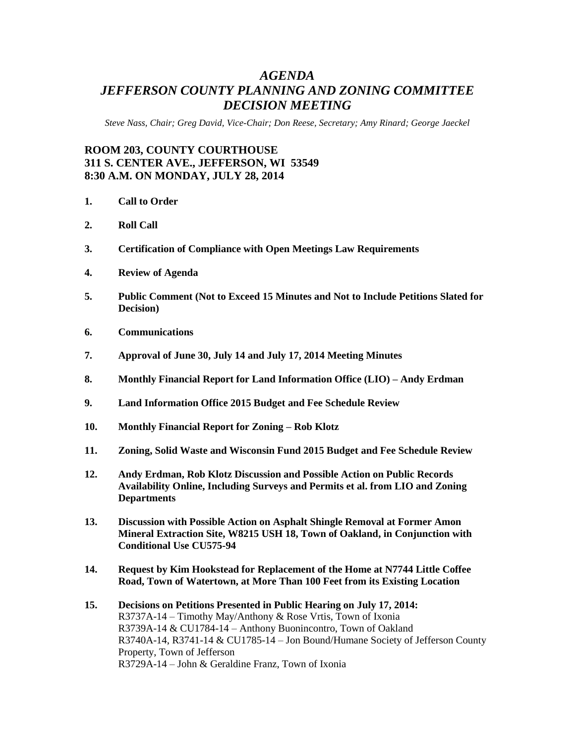# *AGENDA*
# *JEFFERSON COUNTY PLANNING AND ZONING COMMITTEE*
# *DECISION MEETING*

*Steve Nass, Chair; Greg David, Vice-Chair; Don Reese, Secretary; Amy Rinard; George Jaeckel*

**ROOM 203, COUNTY COURTHOUSE**
**311 S. CENTER AVE., JEFFERSON, WI 53549**
**8:30 A.M. ON MONDAY, JULY 28, 2014**

1. **Call to Order**

2. **Roll Call**

3. **Certification of Compliance with Open Meetings Law Requirements**

4. **Review of Agenda**

5. **Public Comment (Not to Exceed 15 Minutes and Not to Include Petitions Slated for Decision)**

6. **Communications**

7. **Approval of June 30, July 14 and July 17, 2014 Meeting Minutes**

8. **Monthly Financial Report for Land Information Office (LIO) – Andy Erdman**

9. **Land Information Office 2015 Budget and Fee Schedule Review**

10. **Monthly Financial Report for Zoning – Rob Klotz**

11. **Zoning, Solid Waste and Wisconsin Fund 2015 Budget and Fee Schedule Review**

12. **Andy Erdman, Rob Klotz Discussion and Possible Action on Public Records Availability Online, Including Surveys and Permits et al. from LIO and Zoning Departments**

13. **Discussion with Possible Action on Asphalt Shingle Removal at Former Amon Mineral Extraction Site, W8215 USH 18, Town of Oakland, in Conjunction with Conditional Use CU575-94**

14. **Request by Kim Hookstead for Replacement of the Home at N7744 Little Coffee Road, Town of Watertown, at More Than 100 Feet from its Existing Location**

15. **Decisions on Petitions Presented in Public Hearing on July 17, 2014:**
    R3737A-14 – Timothy May/Anthony & Rose Vrtis, Town of Ixonia
    R3739A-14 & CU1784-14 – Anthony Buonincontro, Town of Oakland
    R3740A-14, R3741-14 & CU1785-14 – Jon Bound/Humane Society of Jefferson County Property, Town of Jefferson
    R3729A-14 – John & Geraldine Franz, Town of Ixonia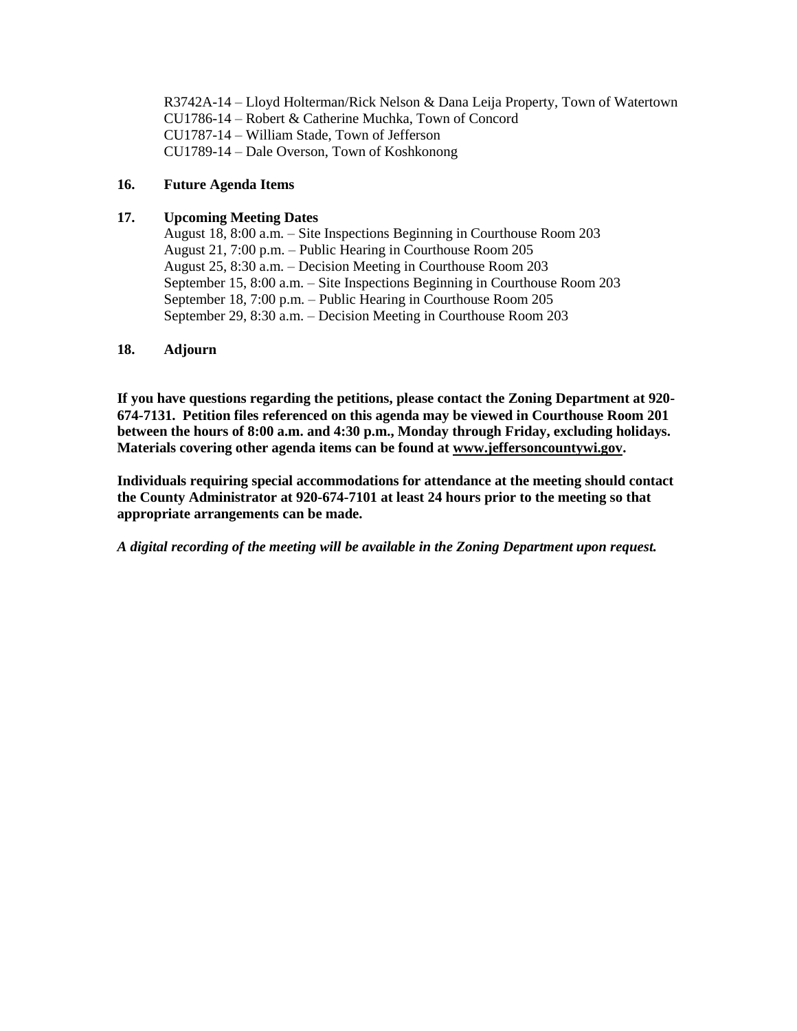R3742A-14 – Lloyd Holterman/Rick Nelson & Dana Leija Property, Town of Watertown
CU1786-14 – Robert & Catherine Muchka, Town of Concord
CU1787-14 – William Stade, Town of Jefferson
CU1789-14 – Dale Overson, Town of Koshkonong

**16. Future Agenda Items**

**17. Upcoming Meeting Dates**

August 18, 8:00 a.m. – Site Inspections Beginning in Courthouse Room 203
August 21, 7:00 p.m. – Public Hearing in Courthouse Room 205
August 25, 8:30 a.m. – Decision Meeting in Courthouse Room 203
September 15, 8:00 a.m. – Site Inspections Beginning in Courthouse Room 203
September 18, 7:00 p.m. – Public Hearing in Courthouse Room 205
September 29, 8:30 a.m. – Decision Meeting in Courthouse Room 203

**18. Adjourn**

**If you have questions regarding the petitions, please contact the Zoning Department at 920-674-7131. Petition files referenced on this agenda may be viewed in Courthouse Room 201 between the hours of 8:00 a.m. and 4:30 p.m., Monday through Friday, excluding holidays. Materials covering other agenda items can be found at www.jeffersoncountywi.gov.**

**Individuals requiring special accommodations for attendance at the meeting should contact the County Administrator at 920-674-7101 at least 24 hours prior to the meeting so that appropriate arrangements can be made.**

***A digital recording of the meeting will be available in the Zoning Department upon request.***